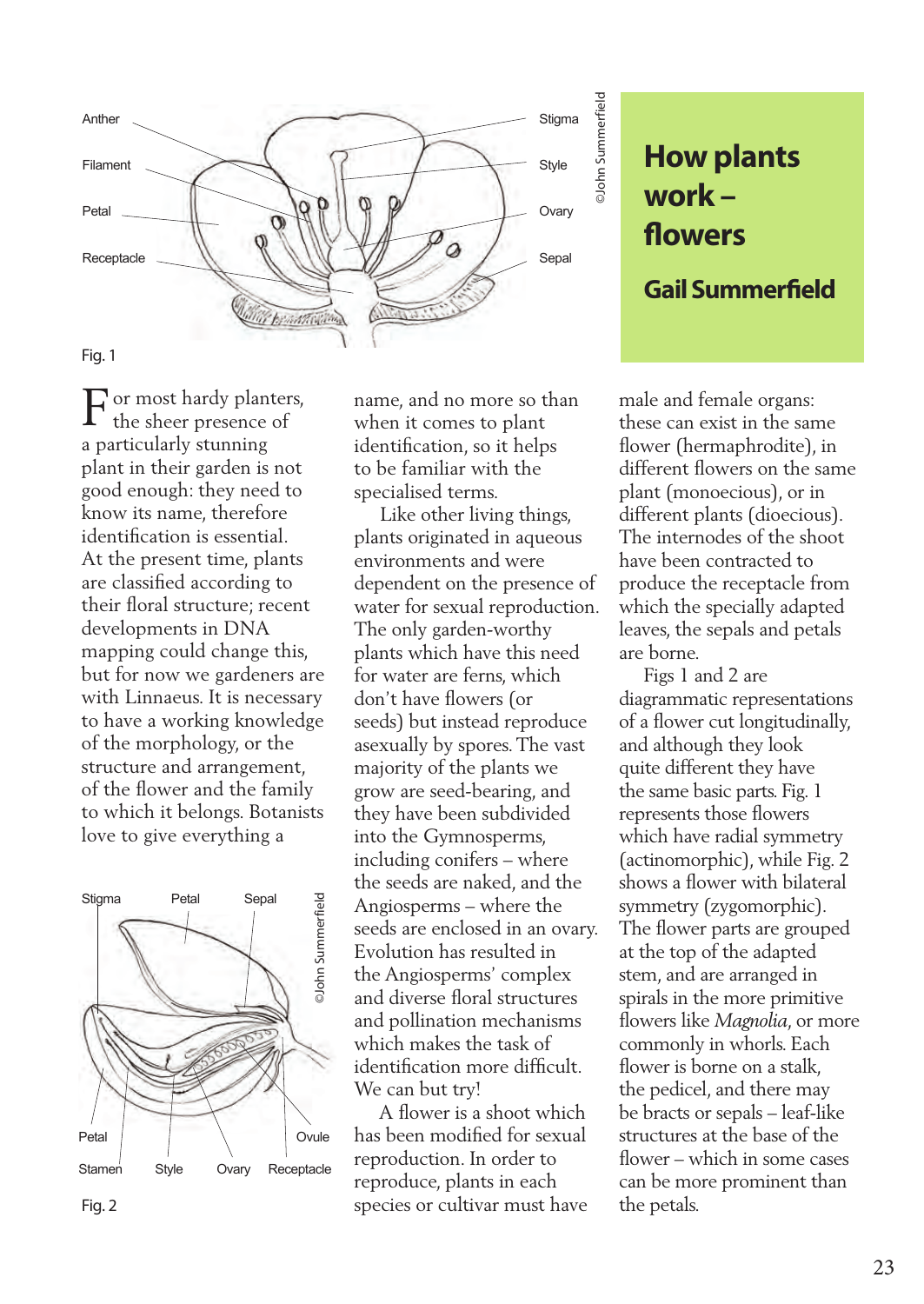# How plants work – flowers

## Gail Summerfield

Fig. 1

For most hardy planters, the sheer presence of a particularly stunning plant in their garden is not good enough: they need to know its name, therefore identification is essential. At the present time, plants are classified according to their floral structure; recent developments in DNA mapping could change this, but for now we gardeners are with Linnaeus. It is necessary to have a working knowledge of the morphology, or the structure and arrangement, of the flower and the family to which it belongs. Botanists love to give everything a name, and no more so than when it comes to plant identification, so it helps to be familiar with the specialised terms.

Like other living things, plants originated in aqueous environments and were dependent on the presence of water for sexual reproduction. The only garden-worthy plants which have this need for water are ferns, which don't have flowers (or seeds) but instead reproduce asexually by spores. The vast majority of the plants we grow are seed-bearing, and they have been subdivided into the Gymnosperms, including conifers – where the seeds are naked, and the Angiosperms – where the seeds are enclosed in an ovary. Evolution has resulted in the Angiosperms' complex and diverse floral structures and pollination mechanisms which makes the task of identification more difficult. We can but try!

A flower is a shoot which has been modified for sexual reproduction. In order to reproduce, plants in each species or cultivar must have male and female organs: these can exist in the same flower (hermaphrodite), in different flowers on the same plant (monoecious), or in different plants (dioecious). The internodes of the shoot have been contracted to produce the receptacle from which the specially adapted leaves, the sepals and petals are borne.

Figs 1 and 2 are diagrammatic representations of a flower cut longitudinally, and although they look quite different they have the same basic parts. Fig. 1 represents those flowers which have radial symmetry (actinomorphic), while Fig. 2 shows a flower with bilateral symmetry (zygomorphic). The flower parts are grouped at the top of the adapted stem, and are arranged in spirals in the more primitive flowers like *Magnolia*, or more commonly in whorls. Each flower is borne on a stalk, the pedicel, and there may be bracts or sepals – leaf-like structures at the base of the flower – which in some cases can be more prominent than the petals.

Fig. 2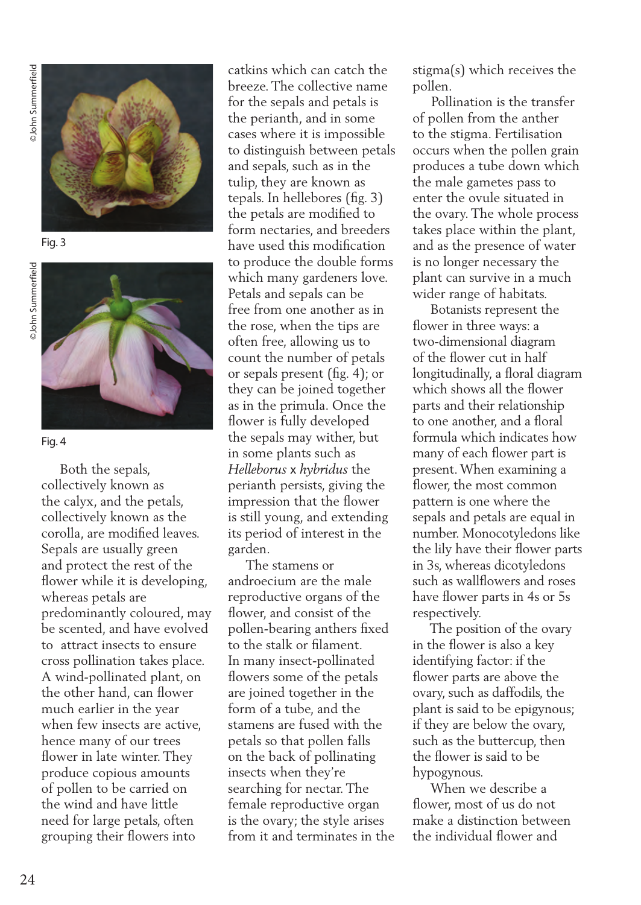Fig. 3

Fig. 4

Both the sepals, collectively known as the calyx, and the petals, collectively known as the corolla, are modified leaves. Sepals are usually green and protect the rest of the flower while it is developing, whereas petals are predominantly coloured, may be scented, and have evolved to attract insects to ensure cross pollination takes place. A wind-pollinated plant, on the other hand, can flower much earlier in the year when few insects are active, hence many of our trees flower in late winter. They produce copious amounts of pollen to be carried on the wind and have little need for large petals, often grouping their flowers into catkins which can catch the breeze. The collective name for the sepals and petals is the perianth, and in some cases where it is impossible to distinguish between petals and sepals, such as in the tulip, they are known as tepals. In hellebores (fig. 3) the petals are modified to form nectaries, and breeders have used this modification to produce the double forms which many gardeners love. Petals and sepals can be free from one another as in the rose, when the tips are often free, allowing us to count the number of petals or sepals present (fig. 4); or they can be joined together as in the primula. Once the flower is fully developed the sepals may wither, but in some plants such as *Helleborus* x *hybridus* the perianth persists, giving the impression that the flower is still young, and extending its period of interest in the garden.

The stamens or androecium are the male reproductive organs of the flower, and consist of the pollen-bearing anthers fixed to the stalk or filament. In many insect-pollinated flowers some of the petals are joined together in the form of a tube, and the stamens are fused with the petals so that pollen falls on the back of pollinating insects when they're searching for nectar. The female reproductive organ is the ovary; the style arises from it and terminates in the stigma(s) which receives the pollen.

Pollination is the transfer of pollen from the anther to the stigma. Fertilisation occurs when the pollen grain produces a tube down which the male gametes pass to enter the ovule situated in the ovary. The whole process takes place within the plant, and as the presence of water is no longer necessary the plant can survive in a much wider range of habitats.

Botanists represent the flower in three ways: a two-dimensional diagram of the flower cut in half longitudinally, a floral diagram which shows all the flower parts and their relationship to one another, and a floral formula which indicates how many of each flower part is present. When examining a flower, the most common pattern is one where the sepals and petals are equal in number. Monocotyledons like the lily have their flower parts in 3s, whereas dicotyledons such as wallflowers and roses have flower parts in 4s or 5s respectively.

The position of the ovary in the flower is also a key identifying factor: if the flower parts are above the ovary, such as daffodils, the plant is said to be epigynous; if they are below the ovary, such as the buttercup, then the flower is said to be hypogynous.

When we describe a flower, most of us do not make a distinction between the individual flower and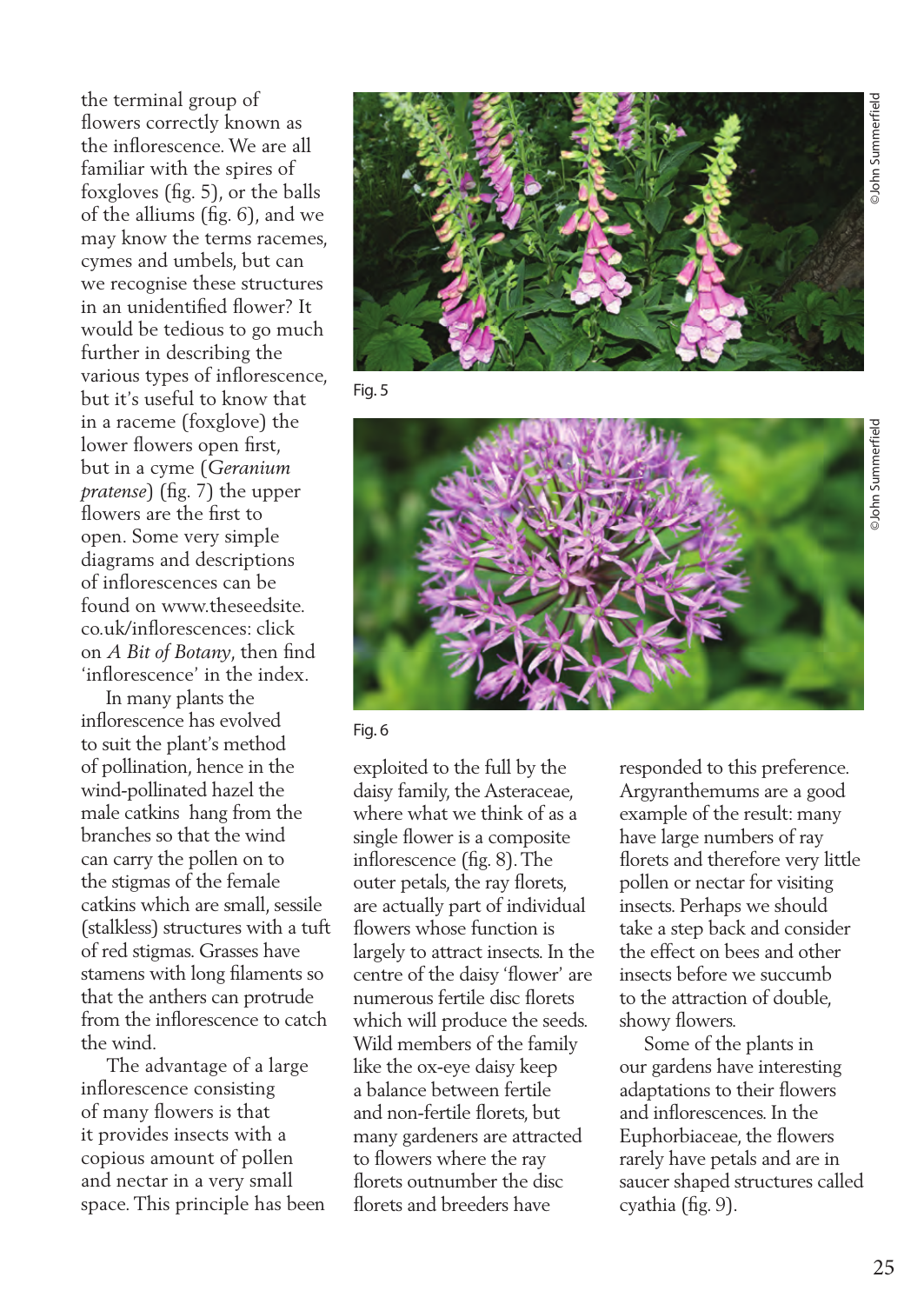the terminal group of flowers correctly known as the inflorescence. We are all familiar with the spires of foxgloves (fig. 5), or the balls of the alliums (fig. 6), and we may know the terms racemes, cymes and umbels, but can we recognise these structures in an unidentified flower? It would be tedious to go much further in describing the various types of inflorescence, but it's useful to know that in a raceme (foxglove) the lower flowers open first, but in a cyme (*Geranium pratense*) (fig. 7) the upper flowers are the first to open. Some very simple diagrams and descriptions of inflorescences can be found on www.theseedsite.co.uk/inflorescences: click on *A Bit of Botany*, then find 'inflorescence' in the index.

In many plants the inflorescence has evolved to suit the plant's method of pollination, hence in the wind-pollinated hazel the male catkins hang from the branches so that the wind can carry the pollen on to the stigmas of the female catkins which are small, sessile (stalkless) structures with a tuft of red stigmas. Grasses have stamens with long filaments so that the anthers can protrude from the inflorescence to catch the wind.

The advantage of a large inflorescence consisting of many flowers is that it provides insects with a copious amount of pollen and nectar in a very small space. This principle has been exploited to the full by the daisy family, the Asteraceae, where what we think of as a single flower is a composite inflorescence (fig. 8). The outer petals, the ray florets, are actually part of individual flowers whose function is largely to attract insects. In the centre of the daisy 'flower' are numerous fertile disc florets which will produce the seeds. Wild members of the family like the ox-eye daisy keep a balance between fertile and non-fertile florets, but many gardeners are attracted to flowers where the ray florets outnumber the disc florets and breeders have responded to this preference. Argyranthemums are a good example of the result: many have large numbers of ray florets and therefore very little pollen or nectar for visiting insects. Perhaps we should take a step back and consider the effect on bees and other insects before we succumb to the attraction of double, showy flowers.

Some of the plants in our gardens have interesting adaptations to their flowers and inflorescences. In the Euphorbiaceae, the flowers rarely have petals and are in saucer shaped structures called cyathia (fig. 9).

©John Summerfield

Fig. 5

©John Summerfield

Fig. 6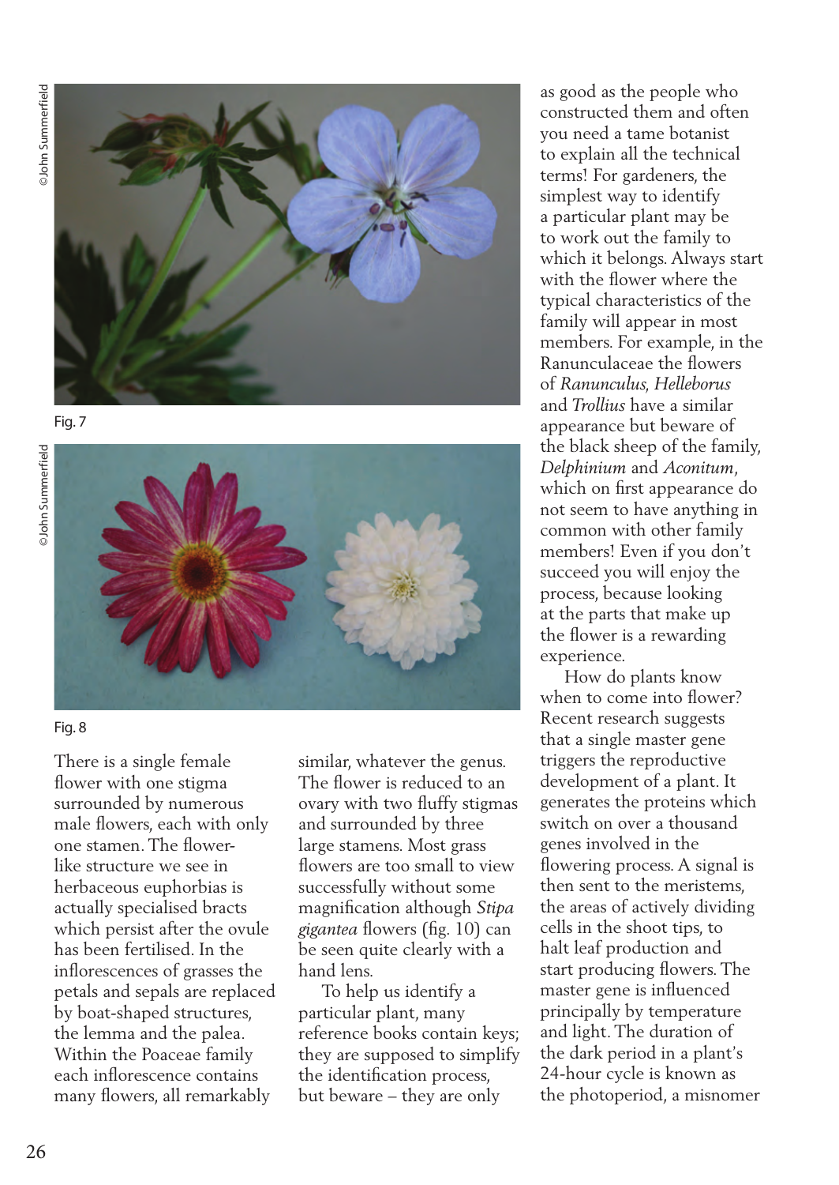Fig. 7

Fig. 8

There is a single female flower with one stigma surrounded by numerous male flowers, each with only one stamen. The flower-like structure we see in herbaceous euphorbias is actually specialised bracts which persist after the ovule has been fertilised. In the inflorescences of grasses the petals and sepals are replaced by boat-shaped structures, the lemma and the palea. Within the Poaceae family each inflorescence contains many flowers, all remarkably similar, whatever the genus. The flower is reduced to an ovary with two fluffy stigmas and surrounded by three large stamens. Most grass flowers are too small to view successfully without some magnification although *Stipa gigantea* flowers (fig. 10) can be seen quite clearly with a hand lens.

To help us identify a particular plant, many reference books contain keys; they are supposed to simplify the identification process, but beware – they are only as good as the people who constructed them and often you need a tame botanist to explain all the technical terms! For gardeners, the simplest way to identify a particular plant may be to work out the family to which it belongs. Always start with the flower where the typical characteristics of the family will appear in most members. For example, in the Ranunculaceae the flowers of *Ranunculus*, *Helleborus* and *Trollius* have a similar appearance but beware of the black sheep of the family, *Delphinium* and *Aconitum*, which on first appearance do not seem to have anything in common with other family members! Even if you don't succeed you will enjoy the process, because looking at the parts that make up the flower is a rewarding experience.

How do plants know when to come into flower? Recent research suggests that a single master gene triggers the reproductive development of a plant. It generates the proteins which switch on over a thousand genes involved in the flowering process. A signal is then sent to the meristems, the areas of actively dividing cells in the shoot tips, to halt leaf production and start producing flowers. The master gene is influenced principally by temperature and light. The duration of the dark period in a plant's 24-hour cycle is known as the photoperiod, a misnomer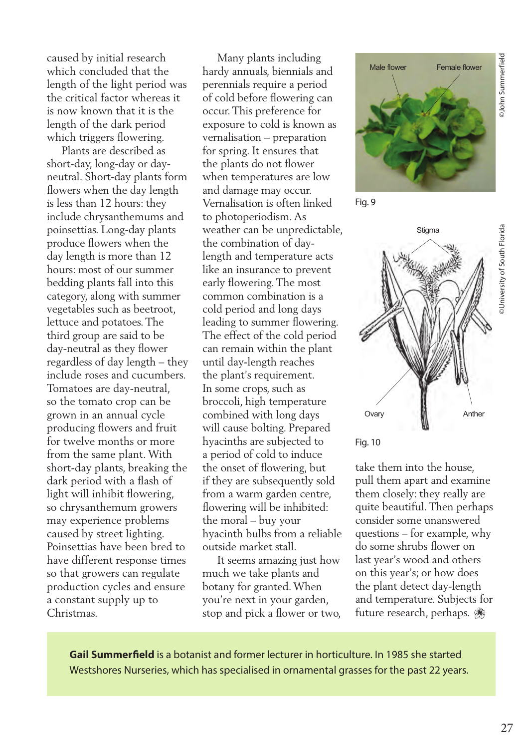caused by initial research which concluded that the length of the light period was the critical factor whereas it is now known that it is the length of the dark period which triggers flowering.

Plants are described as short-day, long-day or day-neutral. Short-day plants form flowers when the day length is less than 12 hours: they include chrysanthemums and poinsettias. Long-day plants produce flowers when the day length is more than 12 hours: most of our summer bedding plants fall into this category, along with summer vegetables such as beetroot, lettuce and potatoes. The third group are said to be day-neutral as they flower regardless of day length – they include roses and cucumbers. Tomatoes are day-neutral, so the tomato crop can be grown in an annual cycle producing flowers and fruit for twelve months or more from the same plant. With short-day plants, breaking the dark period with a flash of light will inhibit flowering, so chrysanthemum growers may experience problems caused by street lighting. Poinsettias have been bred to have different response times so that growers can regulate production cycles and ensure a constant supply up to Christmas.

Many plants including hardy annuals, biennials and perennials require a period of cold before flowering can occur. This preference for exposure to cold is known as vernalisation – preparation for spring. It ensures that the plants do not flower when temperatures are low and damage may occur. Vernalisation is often linked to photoperiodism. As weather can be unpredictable, the combination of day-length and temperature acts like an insurance to prevent early flowering. The most common combination is a cold period and long days leading to summer flowering. The effect of the cold period can remain within the plant until day-length reaches the plant's requirement. In some crops, such as broccoli, high temperature combined with long days will cause bolting. Prepared hyacinths are subjected to a period of cold to induce the onset of flowering, but if they are subsequently sold from a warm garden centre, flowering will be inhibited: the moral – buy your hyacinth bulbs from a reliable outside market stall.

It seems amazing just how much we take plants and botany for granted. When you're next in your garden, stop and pick a flower or two, take them into the house, pull them apart and examine them closely: they really are quite beautiful. Then perhaps consider some unanswered questions – for example, why do some shrubs flower on last year's wood and others on this year's; or how does the plant detect day-length and temperature. Subjects for future research, perhaps.

Male flower
Female flower
©John Summerfield

Fig. 9

Stigma
Ovary
Anther
©University of South Florida

Fig. 10

**Gail Summerfield** is a botanist and former lecturer in horticulture. In 1985 she started Westshores Nurseries, which has specialised in ornamental grasses for the past 22 years.